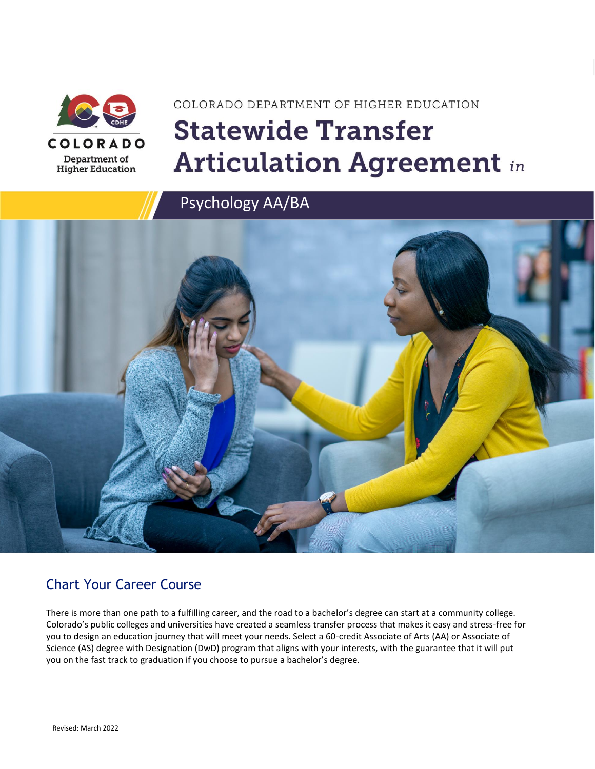COLORADO DEPARTMENT OF HIGHER EDUCATION

# Statewide Transfer Articulation Agreement *in*

## Psychology AA/BA

## Chart Your Career Course

There is more than one path to a fulfilling career, and the road to a bachelor's degree can start at a community college. Colorado's public colleges and universities have created a seamless transfer process that makes it easy and stress-free for you to design an education journey that will meet your needs. Select a 60-credit Associate of Arts (AA) or Associate of Science (AS) degree with Designation (DwD) program that aligns with your interests, with the guarantee that it will put you on the fast track to graduation if you choose to pursue a bachelor's degree.

Revised: March 2022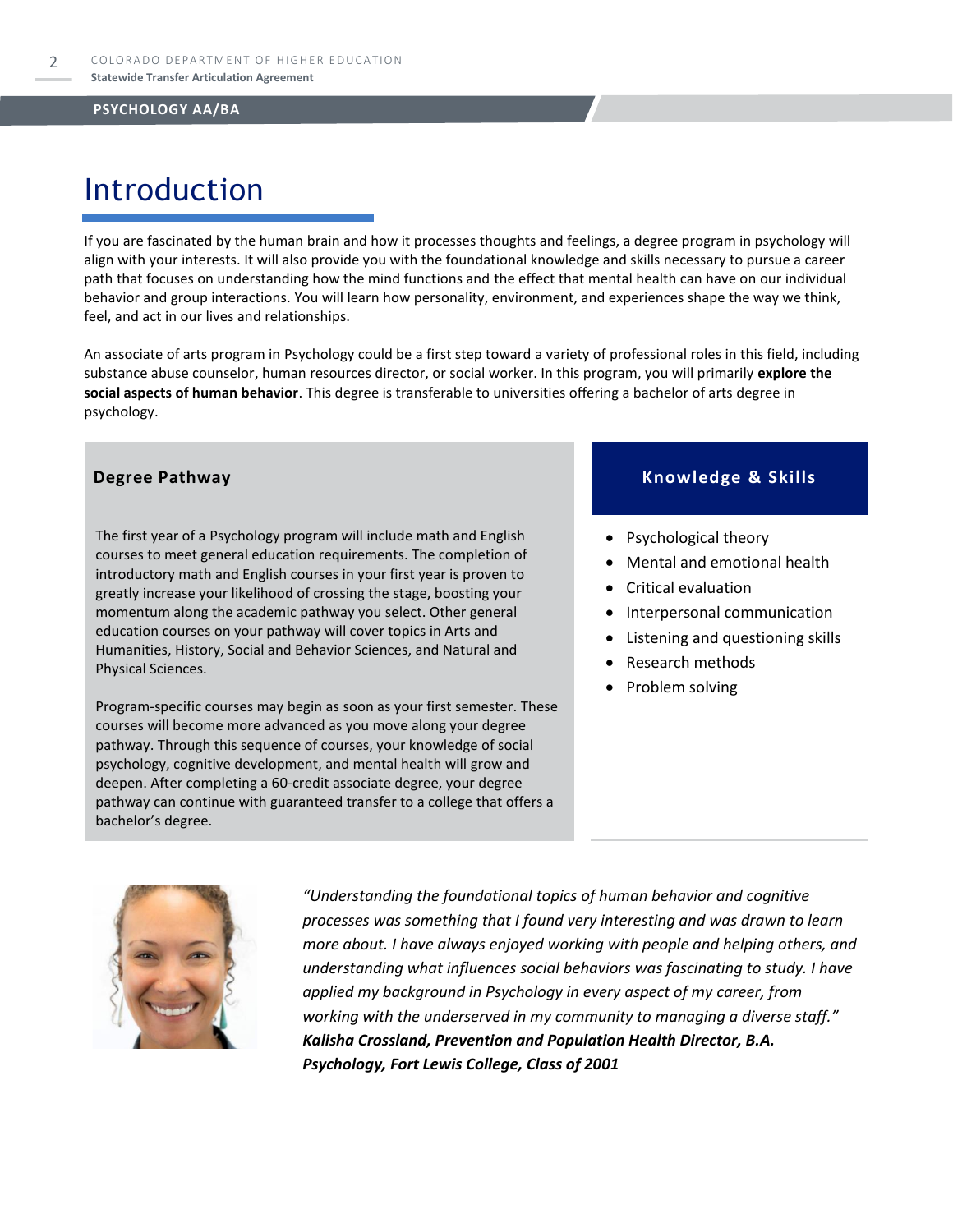# Introduction

If you are fascinated by the human brain and how it processes thoughts and feelings, a degree program in psychology will align with your interests. It will also provide you with the foundational knowledge and skills necessary to pursue a career path that focuses on understanding how the mind functions and the effect that mental health can have on our individual behavior and group interactions. You will learn how personality, environment, and experiences shape the way we think, feel, and act in our lives and relationships.

An associate of arts program in Psychology could be a first step toward a variety of professional roles in this field, including substance abuse counselor, human resources director, or social worker. In this program, you will primarily **explore the social aspects of human behavior**. This degree is transferable to universities offering a bachelor of arts degree in psychology.

## Degree Pathway

The first year of a Psychology program will include math and English courses to meet general education requirements. The completion of introductory math and English courses in your first year is proven to greatly increase your likelihood of crossing the stage, boosting your momentum along the academic pathway you select. Other general education courses on your pathway will cover topics in Arts and Humanities, History, Social and Behavior Sciences, and Natural and Physical Sciences.

Program-specific courses may begin as soon as your first semester. These courses will become more advanced as you move along your degree pathway. Through this sequence of courses, your knowledge of social psychology, cognitive development, and mental health will grow and deepen. After completing a 60-credit associate degree, your degree pathway can continue with guaranteed transfer to a college that offers a bachelor's degree.

## Knowledge & Skills

- Psychological theory
- Mental and emotional health
- Critical evaluation
- Interpersonal communication
- Listening and questioning skills
- Research methods
- Problem solving

*"Understanding the foundational topics of human behavior and cognitive processes was something that I found very interesting and was drawn to learn more about. I have always enjoyed working with people and helping others, and understanding what influences social behaviors was fascinating to study. I have applied my background in Psychology in every aspect of my career, from working with the underserved in my community to managing a diverse staff."*
***Kalisha Crossland, Prevention and Population Health Director, B.A. Psychology, Fort Lewis College, Class of 2001***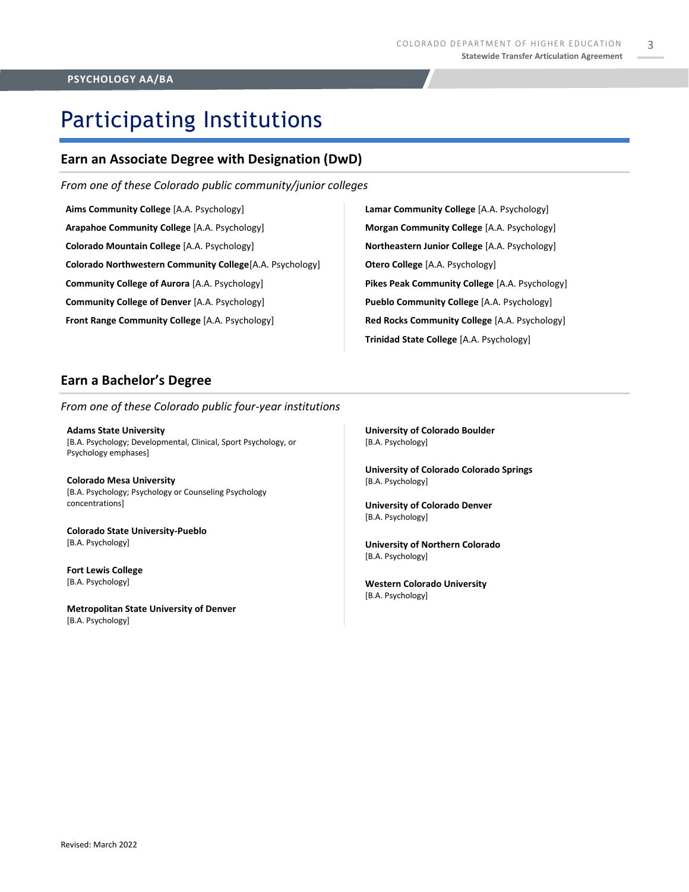# Participating Institutions

## Earn an Associate Degree with Designation (DwD)

*From one of these Colorado public community/junior colleges*

**Aims Community College** [A.A. Psychology]

**Arapahoe Community College** [A.A. Psychology]

**Colorado Mountain College** [A.A. Psychology]

**Colorado Northwestern Community College**[A.A. Psychology]

**Community College of Aurora** [A.A. Psychology]

**Community College of Denver** [A.A. Psychology]

**Front Range Community College** [A.A. Psychology]

**Lamar Community College** [A.A. Psychology]

**Morgan Community College** [A.A. Psychology]

**Northeastern Junior College** [A.A. Psychology]

**Otero College** [A.A. Psychology]

**Pikes Peak Community College** [A.A. Psychology]

**Pueblo Community College** [A.A. Psychology]

**Red Rocks Community College** [A.A. Psychology]

**Trinidad State College** [A.A. Psychology]

## Earn a Bachelor's Degree

*From one of these Colorado public four-year institutions*

**Adams State University**
[B.A. Psychology; Developmental, Clinical, Sport Psychology, or Psychology emphases]

**Colorado Mesa University**
[B.A. Psychology; Psychology or Counseling Psychology concentrations]

**Colorado State University-Pueblo**
[B.A. Psychology]

**Fort Lewis College**
[B.A. Psychology]

**Metropolitan State University of Denver**
[B.A. Psychology]

**University of Colorado Boulder**
[B.A. Psychology]

**University of Colorado Colorado Springs**
[B.A. Psychology]

**University of Colorado Denver**
[B.A. Psychology]

**University of Northern Colorado**
[B.A. Psychology]

**Western Colorado University**
[B.A. Psychology]

Revised: March 2022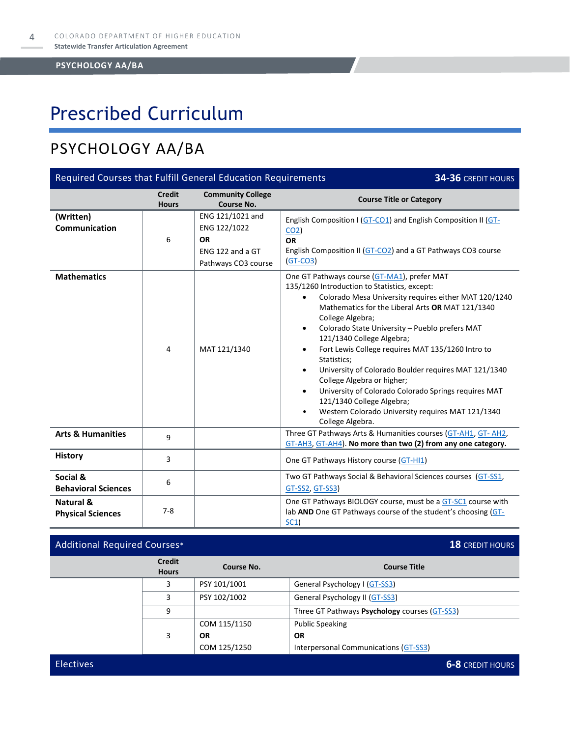# Prescribed Curriculum

## PSYCHOLOGY AA/BA

| Required Courses that Fulfill General Education Requirements | | | 34-36 CREDIT HOURS |
|---|---|---|---|
| | **Credit Hours** | **Community College Course No.** | **Course Title or Category** |
| **(Written) Communication** | 6 | ENG 121/1021 and ENG 122/1022 **OR** ENG 122 and a GT Pathways CO3 course | English Composition I (GT-CO1) and English Composition II (GT-CO2) **OR** English Composition II (GT-CO2) and a GT Pathways CO3 course (GT-CO3) |
| **Mathematics** | 4 | MAT 121/1340 | One GT Pathways course (GT-MA1), prefer MAT 135/1260 Introduction to Statistics, except: <br>• Colorado Mesa University requires either MAT 120/1240 Mathematics for the Liberal Arts **OR** MAT 121/1340 College Algebra; <br>• Colorado State University – Pueblo prefers MAT 121/1340 College Algebra; <br>• Fort Lewis College requires MAT 135/1260 Intro to Statistics; <br>• University of Colorado Boulder requires MAT 121/1340 College Algebra or higher; <br>• University of Colorado Colorado Springs requires MAT 121/1340 College Algebra; <br>• Western Colorado University requires MAT 121/1340 College Algebra. |
| **Arts & Humanities** | 9 | | Three GT Pathways Arts & Humanities courses (GT-AH1, GT- AH2, GT-AH3, GT-AH4). **No more than two (2) from any one category.** |
| **History** | 3 | | One GT Pathways History course (GT-HI1) |
| **Social & Behavioral Sciences** | 6 | | Two GT Pathways Social & Behavioral Sciences courses (GT-SS1, GT-SS2, GT-SS3) |
| **Natural & Physical Sciences** | 7-8 | | One GT Pathways BIOLOGY course, must be a GT-SC1 course with lab **AND** One GT Pathways course of the student's choosing (GT-SC1) |

| Additional Required Courses* | | | 18 CREDIT HOURS |
|---|---|---|---|
| | **Credit Hours** | **Course No.** | **Course Title** |
| | 3 | PSY 101/1001 | General Psychology I (GT-SS3) |
| | 3 | PSY 102/1002 | General Psychology II (GT-SS3) |
| | 9 | | Three GT Pathways **Psychology** courses (GT-SS3) |
| | 3 | COM 115/1150 **OR** COM 125/1250 | Public Speaking **OR** Interpersonal Communications (GT-SS3) |

| Electives | 6-8 CREDIT HOURS |
|---|---|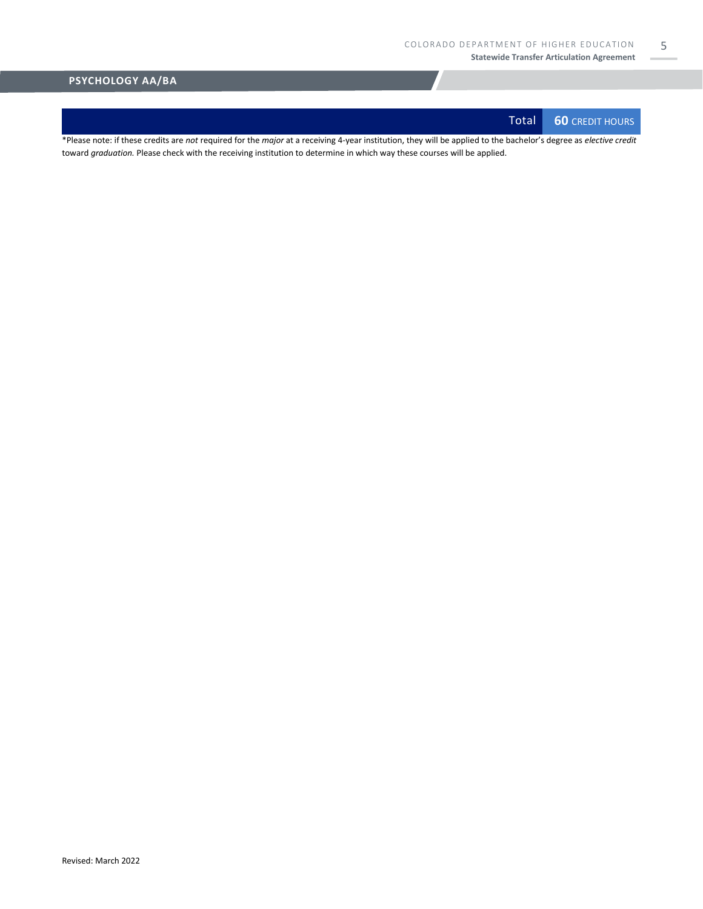## PSYCHOLOGY AA/BA

| | Total | **60** CREDIT HOURS |
|---|---|---|

*Please note: if these credits are *not* required for the *major* at a receiving 4-year institution, they will be applied to the bachelor's degree as *elective credit* toward *graduation.* Please check with the receiving institution to determine in which way these courses will be applied.

Revised: March 2022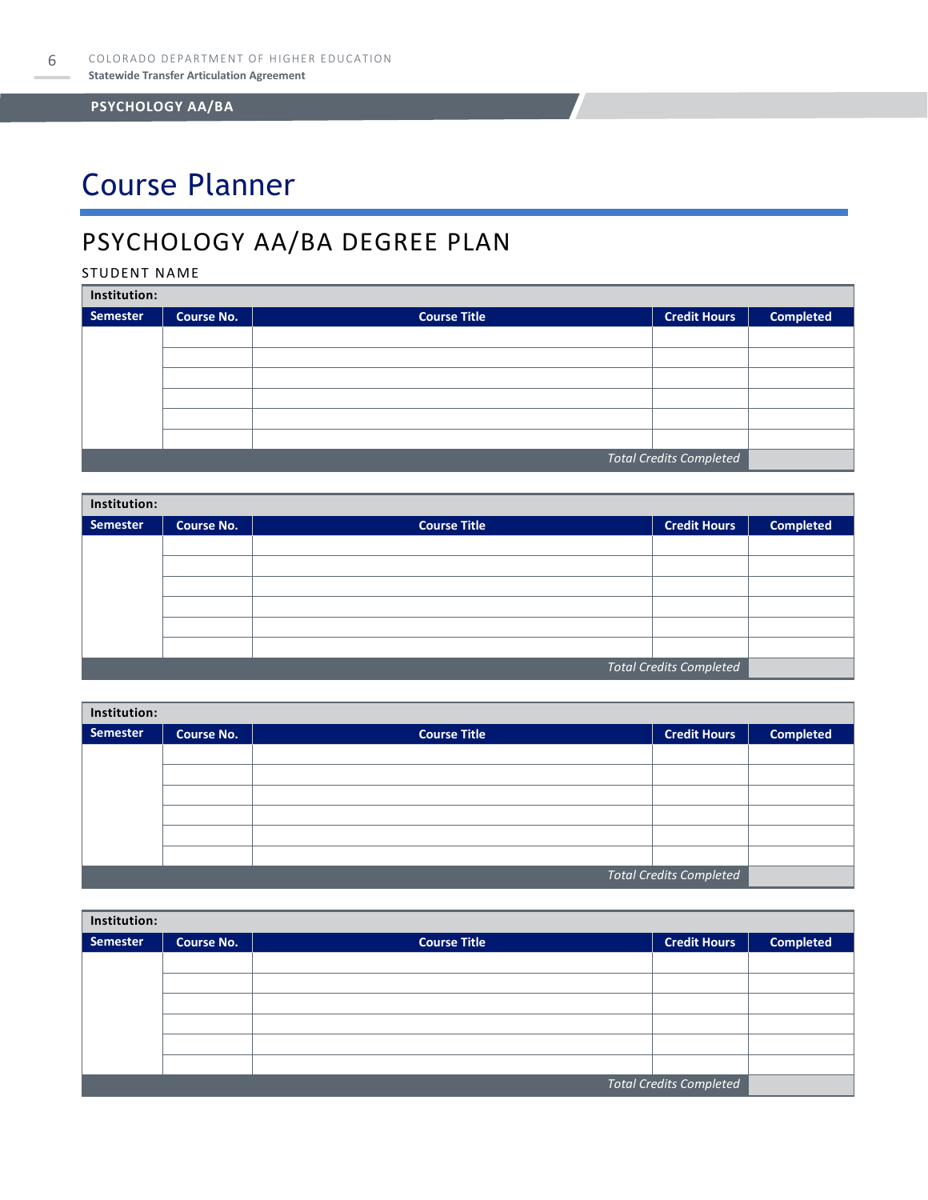# Course Planner

## PSYCHOLOGY AA/BA DEGREE PLAN

STUDENT NAME

| **Institution:** | | | | |
|---|---|---|---|---|
| **Semester** | **Course No.** | **Course Title** | **Credit Hours** | **Completed** |
| | | | | |
| | | | | |
| | | | | |
| | | | | |
| | | | | |
| | | | | |
| | | | *Total Credits Completed* | |

| **Institution:** | | | | |
|---|---|---|---|---|
| **Semester** | **Course No.** | **Course Title** | **Credit Hours** | **Completed** |
| | | | | |
| | | | | |
| | | | | |
| | | | | |
| | | | | |
| | | | | |
| | | | *Total Credits Completed* | |

| **Institution:** | | | | |
|---|---|---|---|---|
| **Semester** | **Course No.** | **Course Title** | **Credit Hours** | **Completed** |
| | | | | |
| | | | | |
| | | | | |
| | | | | |
| | | | | |
| | | | | |
| | | | *Total Credits Completed* | |

| **Institution:** | | | | |
|---|---|---|---|---|
| **Semester** | **Course No.** | **Course Title** | **Credit Hours** | **Completed** |
| | | | | |
| | | | | |
| | | | | |
| | | | | |
| | | | | |
| | | | | |
| | | | *Total Credits Completed* | |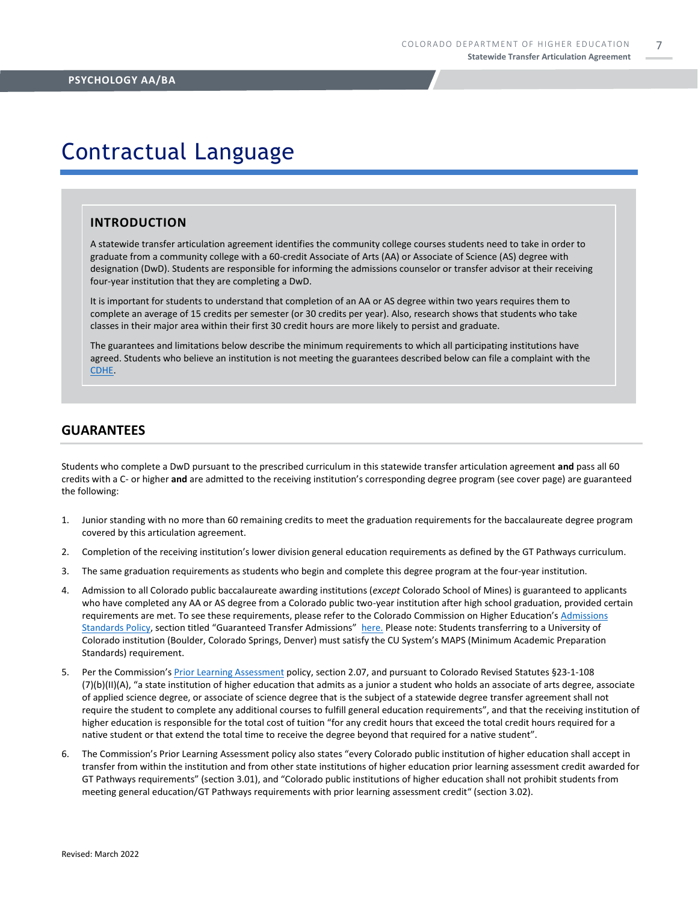# Contractual Language

## INTRODUCTION

A statewide transfer articulation agreement identifies the community college courses students need to take in order to graduate from a community college with a 60-credit Associate of Arts (AA) or Associate of Science (AS) degree with designation (DwD). Students are responsible for informing the admissions counselor or transfer advisor at their receiving four-year institution that they are completing a DwD.

It is important for students to understand that completion of an AA or AS degree within two years requires them to complete an average of 15 credits per semester (or 30 credits per year). Also, research shows that students who take classes in their major area within their first 30 credit hours are more likely to persist and graduate.

The guarantees and limitations below describe the minimum requirements to which all participating institutions have agreed. Students who believe an institution is not meeting the guarantees described below can file a complaint with the CDHE.

## GUARANTEES

Students who complete a DwD pursuant to the prescribed curriculum in this statewide transfer articulation agreement **and** pass all 60 credits with a C- or higher **and** are admitted to the receiving institution's corresponding degree program (see cover page) are guaranteed the following:

1. Junior standing with no more than 60 remaining credits to meet the graduation requirements for the baccalaureate degree program covered by this articulation agreement.
2. Completion of the receiving institution's lower division general education requirements as defined by the GT Pathways curriculum.
3. The same graduation requirements as students who begin and complete this degree program at the four-year institution.
4. Admission to all Colorado public baccalaureate awarding institutions (*except* Colorado School of Mines) is guaranteed to applicants who have completed any AA or AS degree from a Colorado public two-year institution after high school graduation, provided certain requirements are met. To see these requirements, please refer to the Colorado Commission on Higher Education's Admissions Standards Policy, section titled "Guaranteed Transfer Admissions" here. Please note: Students transferring to a University of Colorado institution (Boulder, Colorado Springs, Denver) must satisfy the CU System's MAPS (Minimum Academic Preparation Standards) requirement.
5. Per the Commission's Prior Learning Assessment policy, section 2.07, and pursuant to Colorado Revised Statutes §23-1-108 (7)(b)(II)(A), "a state institution of higher education that admits as a junior a student who holds an associate of arts degree, associate of applied science degree, or associate of science degree that is the subject of a statewide degree transfer agreement shall not require the student to complete any additional courses to fulfill general education requirements", and that the receiving institution of higher education is responsible for the total cost of tuition "for any credit hours that exceed the total credit hours required for a native student or that extend the total time to receive the degree beyond that required for a native student".
6. The Commission's Prior Learning Assessment policy also states "every Colorado public institution of higher education shall accept in transfer from within the institution and from other state institutions of higher education prior learning assessment credit awarded for GT Pathways requirements" (section 3.01), and "Colorado public institutions of higher education shall not prohibit students from meeting general education/GT Pathways requirements with prior learning assessment credit" (section 3.02).

Revised: March 2022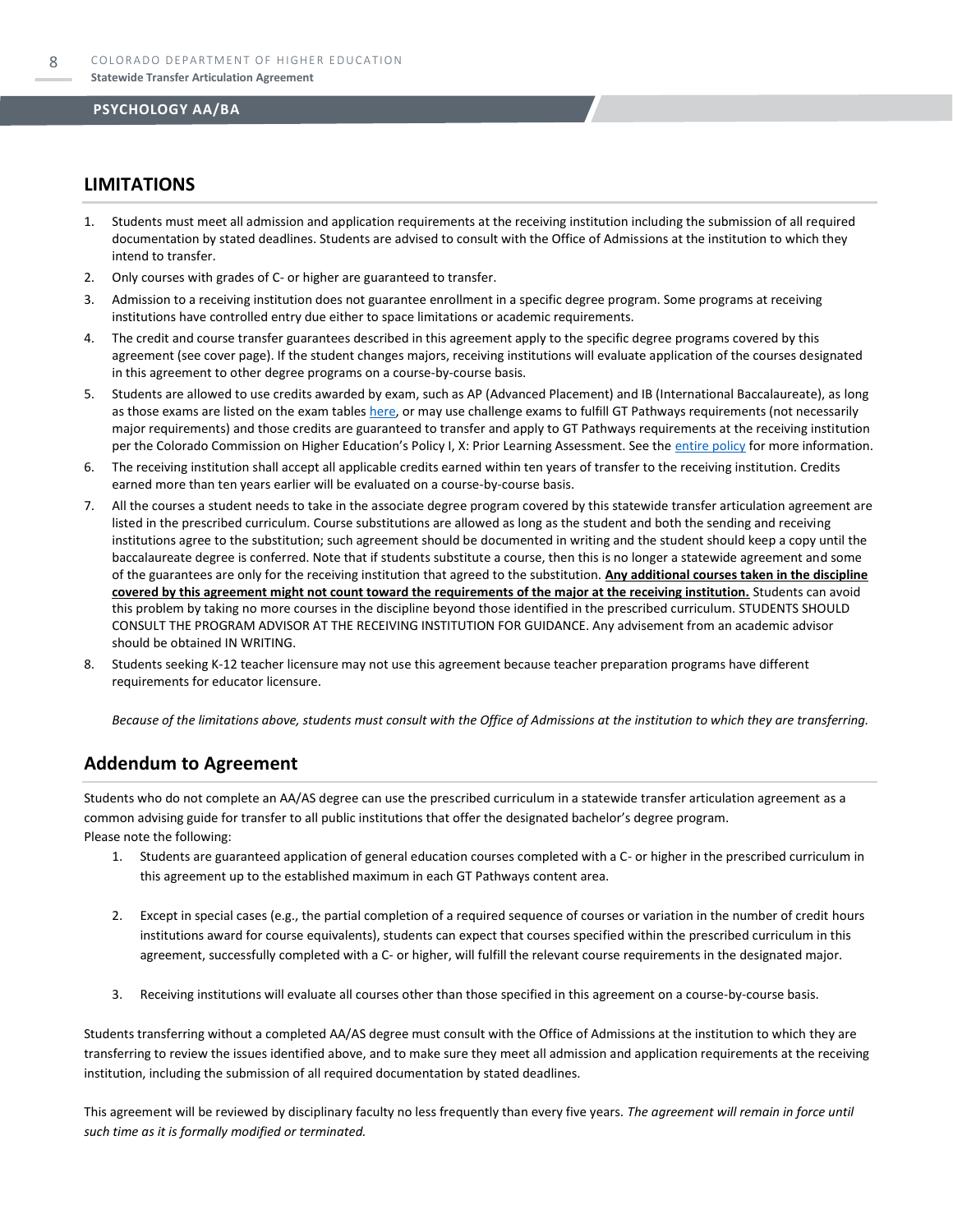## LIMITATIONS

1. Students must meet all admission and application requirements at the receiving institution including the submission of all required documentation by stated deadlines. Students are advised to consult with the Office of Admissions at the institution to which they intend to transfer.
2. Only courses with grades of C- or higher are guaranteed to transfer.
3. Admission to a receiving institution does not guarantee enrollment in a specific degree program. Some programs at receiving institutions have controlled entry due either to space limitations or academic requirements.
4. The credit and course transfer guarantees described in this agreement apply to the specific degree programs covered by this agreement (see cover page). If the student changes majors, receiving institutions will evaluate application of the courses designated in this agreement to other degree programs on a course-by-course basis.
5. Students are allowed to use credits awarded by exam, such as AP (Advanced Placement) and IB (International Baccalaureate), as long as those exams are listed on the exam tables here, or may use challenge exams to fulfill GT Pathways requirements (not necessarily major requirements) and those credits are guaranteed to transfer and apply to GT Pathways requirements at the receiving institution per the Colorado Commission on Higher Education's Policy I, X: Prior Learning Assessment. See the entire policy for more information.
6. The receiving institution shall accept all applicable credits earned within ten years of transfer to the receiving institution. Credits earned more than ten years earlier will be evaluated on a course-by-course basis.
7. All the courses a student needs to take in the associate degree program covered by this statewide transfer articulation agreement are listed in the prescribed curriculum. Course substitutions are allowed as long as the student and both the sending and receiving institutions agree to the substitution; such agreement should be documented in writing and the student should keep a copy until the baccalaureate degree is conferred. Note that if students substitute a course, then this is no longer a statewide agreement and some of the guarantees are only for the receiving institution that agreed to the substitution. **Any additional courses taken in the discipline covered by this agreement might not count toward the requirements of the major at the receiving institution.** Students can avoid this problem by taking no more courses in the discipline beyond those identified in the prescribed curriculum. STUDENTS SHOULD CONSULT THE PROGRAM ADVISOR AT THE RECEIVING INSTITUTION FOR GUIDANCE. Any advisement from an academic advisor should be obtained IN WRITING.
8. Students seeking K-12 teacher licensure may not use this agreement because teacher preparation programs have different requirements for educator licensure.

*Because of the limitations above, students must consult with the Office of Admissions at the institution to which they are transferring.*

## Addendum to Agreement

Students who do not complete an AA/AS degree can use the prescribed curriculum in a statewide transfer articulation agreement as a common advising guide for transfer to all public institutions that offer the designated bachelor's degree program.
Please note the following:

1. Students are guaranteed application of general education courses completed with a C- or higher in the prescribed curriculum in this agreement up to the established maximum in each GT Pathways content area.
2. Except in special cases (e.g., the partial completion of a required sequence of courses or variation in the number of credit hours institutions award for course equivalents), students can expect that courses specified within the prescribed curriculum in this agreement, successfully completed with a C- or higher, will fulfill the relevant course requirements in the designated major.
3. Receiving institutions will evaluate all courses other than those specified in this agreement on a course-by-course basis.

Students transferring without a completed AA/AS degree must consult with the Office of Admissions at the institution to which they are transferring to review the issues identified above, and to make sure they meet all admission and application requirements at the receiving institution, including the submission of all required documentation by stated deadlines.

This agreement will be reviewed by disciplinary faculty no less frequently than every five years. *The agreement will remain in force until such time as it is formally modified or terminated.*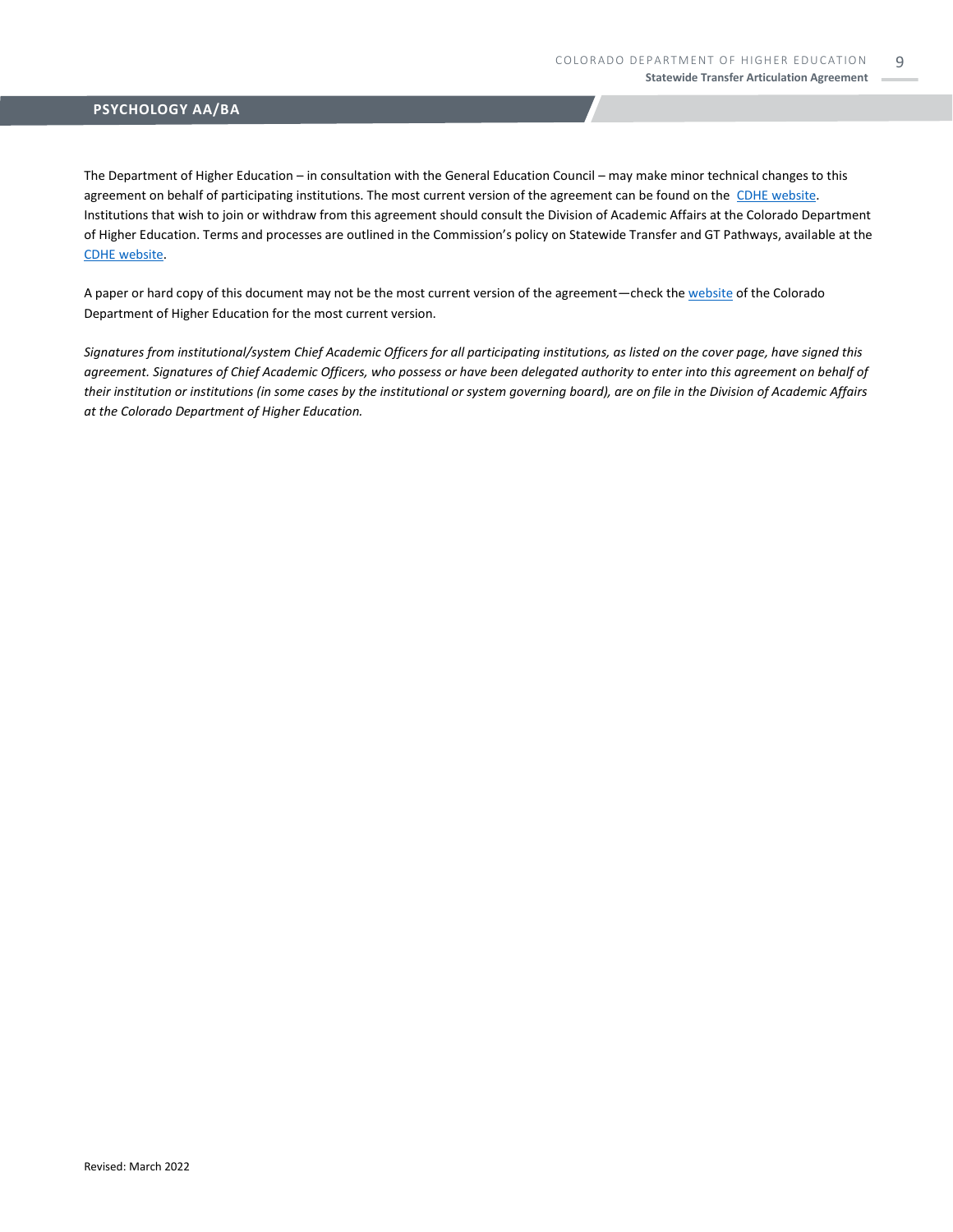The Department of Higher Education – in consultation with the General Education Council – may make minor technical changes to this agreement on behalf of participating institutions. The most current version of the agreement can be found on the [CDHE website](). Institutions that wish to join or withdraw from this agreement should consult the Division of Academic Affairs at the Colorado Department of Higher Education. Terms and processes are outlined in the Commission's policy on Statewide Transfer and GT Pathways, available at the [CDHE website]().

A paper or hard copy of this document may not be the most current version of the agreement—check the [website]() of the Colorado Department of Higher Education for the most current version.

*Signatures from institutional/system Chief Academic Officers for all participating institutions, as listed on the cover page, have signed this agreement. Signatures of Chief Academic Officers, who possess or have been delegated authority to enter into this agreement on behalf of their institution or institutions (in some cases by the institutional or system governing board), are on file in the Division of Academic Affairs at the Colorado Department of Higher Education.*

Revised: March 2022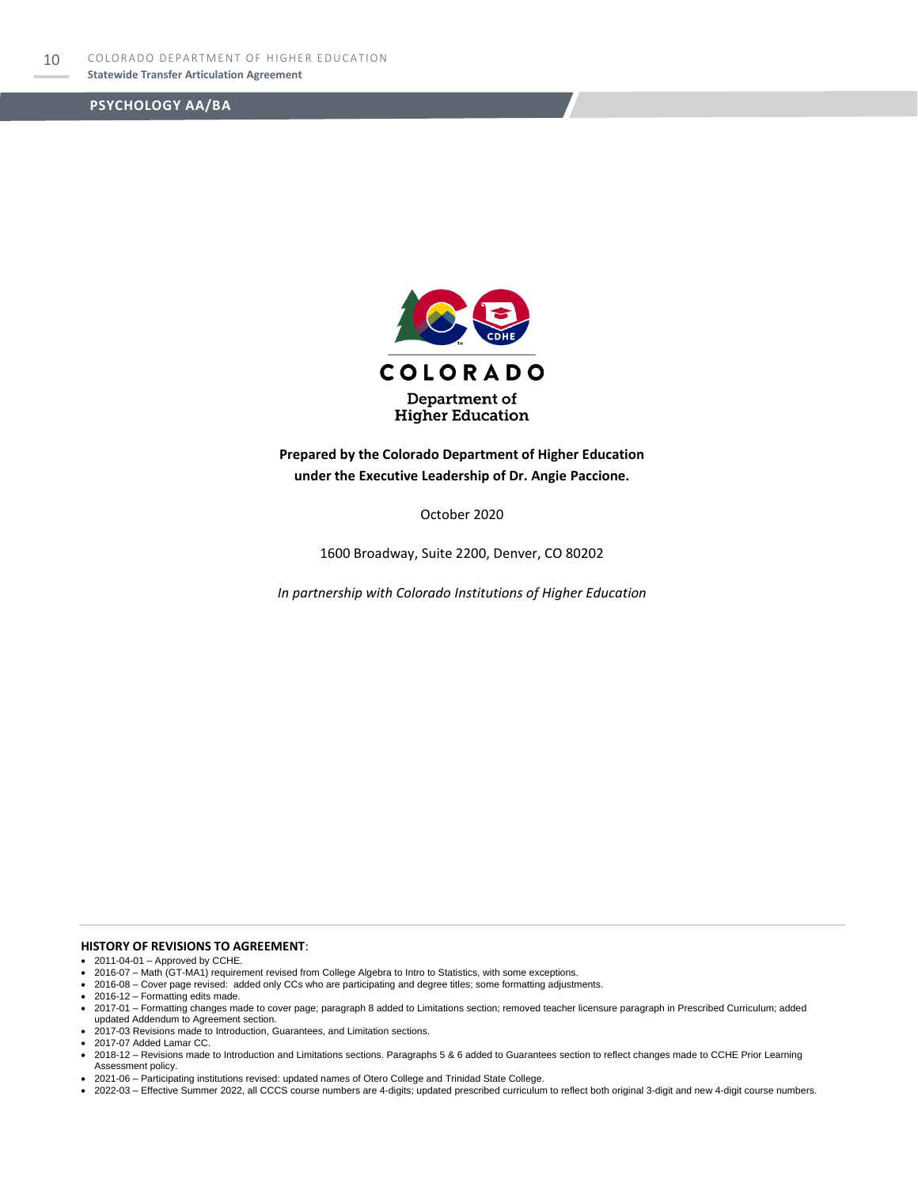COLORADO

Department of Higher Education

**Prepared by the Colorado Department of Higher Education under the Executive Leadership of Dr. Angie Paccione.**

October 2020

1600 Broadway, Suite 2200, Denver, CO 80202

*In partnership with Colorado Institutions of Higher Education*

**HISTORY OF REVISIONS TO AGREEMENT**:

- 2011-04-01 – Approved by CCHE.
- 2016-07 – Math (GT-MA1) requirement revised from College Algebra to Intro to Statistics, with some exceptions.
- 2016-08 – Cover page revised: added only CCs who are participating and degree titles; some formatting adjustments.
- 2016-12 – Formatting edits made.
- 2017-01 – Formatting changes made to cover page; paragraph 8 added to Limitations section; removed teacher licensure paragraph in Prescribed Curriculum; added updated Addendum to Agreement section.
- 2017-03 Revisions made to Introduction, Guarantees, and Limitation sections.
- 2017-07 Added Lamar CC.
- 2018-12 – Revisions made to Introduction and Limitations sections. Paragraphs 5 & 6 added to Guarantees section to reflect changes made to CCHE Prior Learning Assessment policy.
- 2021-06 – Participating institutions revised: updated names of Otero College and Trinidad State College.
- 2022-03 – Effective Summer 2022, all CCCS course numbers are 4-digits; updated prescribed curriculum to reflect both original 3-digit and new 4-digit course numbers.